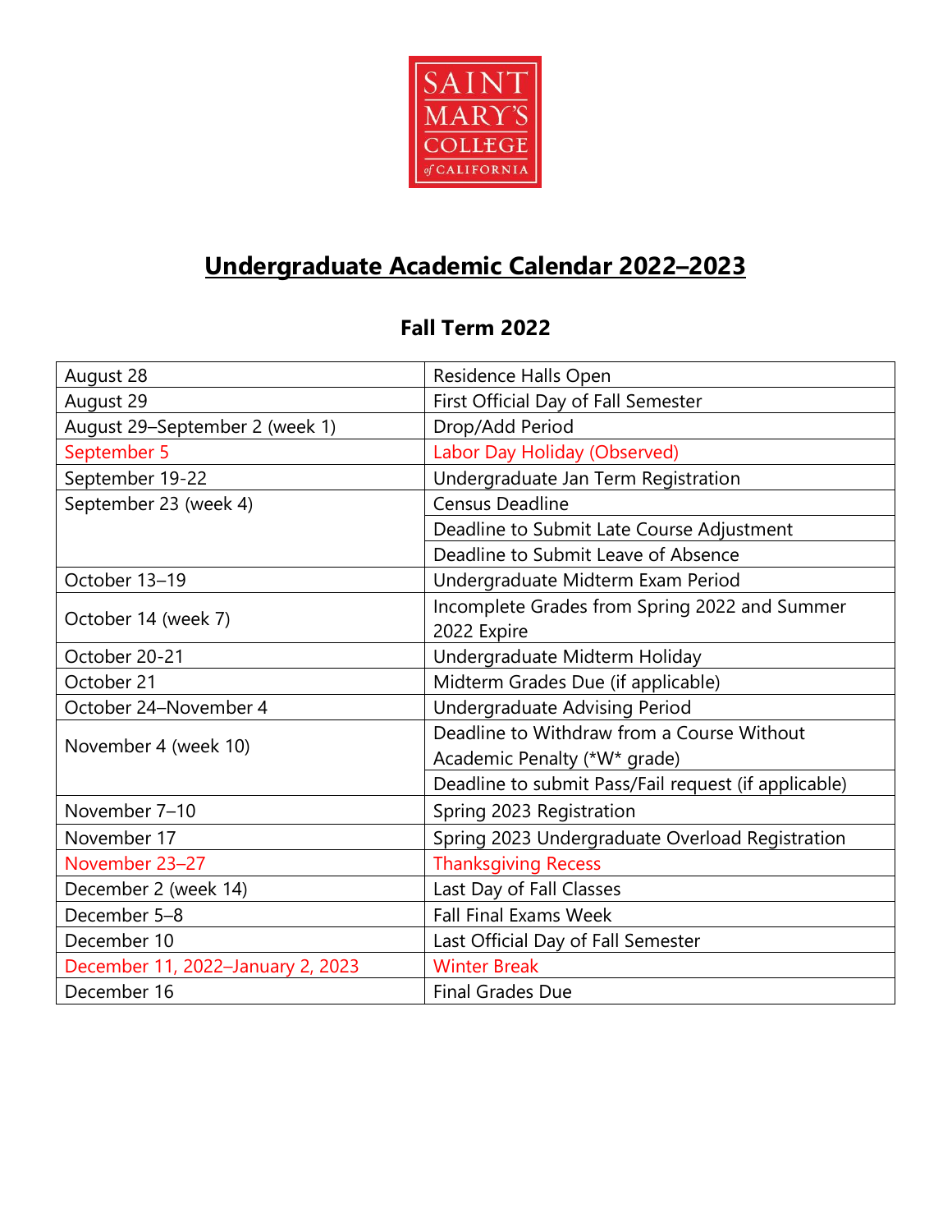SAINT MARY'S COLLEGE of CALIFORNIA

# Undergraduate Academic Calendar 2022–2023

## Fall Term 2022

| Date | Event |
|---|---|
| August 28 | Residence Halls Open |
| August 29 | First Official Day of Fall Semester |
| August 29–September 2 (week 1) | Drop/Add Period |
| September 5 | Labor Day Holiday (Observed) |
| September 19-22 | Undergraduate Jan Term Registration |
| September 23 (week 4) | Census Deadline |
| | Deadline to Submit Late Course Adjustment |
| | Deadline to Submit Leave of Absence |
| October 13–19 | Undergraduate Midterm Exam Period |
| October 14 (week 7) | Incomplete Grades from Spring 2022 and Summer 2022 Expire |
| October 20-21 | Undergraduate Midterm Holiday |
| October 21 | Midterm Grades Due (if applicable) |
| October 24–November 4 | Undergraduate Advising Period |
| November 4 (week 10) | Deadline to Withdraw from a Course Without Academic Penalty (*W* grade) |
| | Deadline to submit Pass/Fail request (if applicable) |
| November 7–10 | Spring 2023 Registration |
| November 17 | Spring 2023 Undergraduate Overload Registration |
| November 23–27 | Thanksgiving Recess |
| December 2 (week 14) | Last Day of Fall Classes |
| December 5–8 | Fall Final Exams Week |
| December 10 | Last Official Day of Fall Semester |
| December 11, 2022–January 2, 2023 | Winter Break |
| December 16 | Final Grades Due |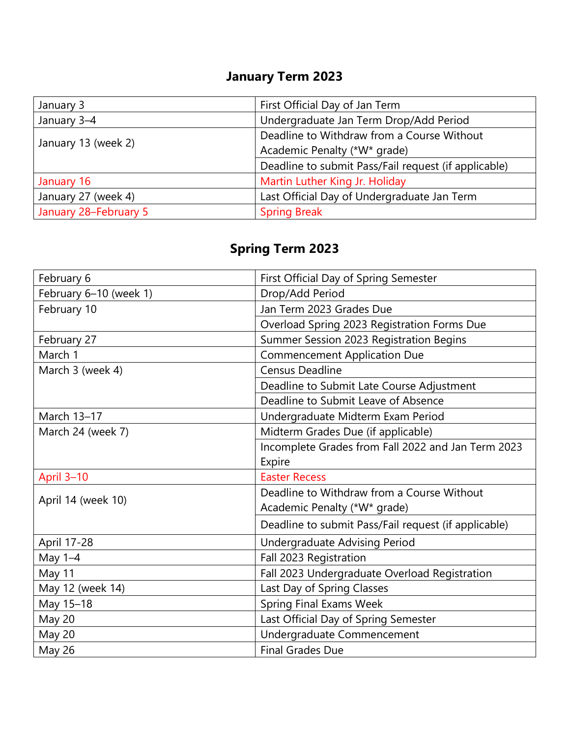## January Term 2023

| | |
|---|---|
| January 3 | First Official Day of Jan Term |
| January 3–4 | Undergraduate Jan Term Drop/Add Period |
| January 13 (week 2) | Deadline to Withdraw from a Course Without Academic Penalty (*W* grade) |
| | Deadline to submit Pass/Fail request (if applicable) |
| January 16 | Martin Luther King Jr. Holiday |
| January 27 (week 4) | Last Official Day of Undergraduate Jan Term |
| January 28–February 5 | Spring Break |

## Spring Term 2023

| | |
|---|---|
| February 6 | First Official Day of Spring Semester |
| February 6–10 (week 1) | Drop/Add Period |
| February 10 | Jan Term 2023 Grades Due |
| | Overload Spring 2023 Registration Forms Due |
| February 27 | Summer Session 2023 Registration Begins |
| March 1 | Commencement Application Due |
| March 3 (week 4) | Census Deadline |
| | Deadline to Submit Late Course Adjustment |
| | Deadline to Submit Leave of Absence |
| March 13–17 | Undergraduate Midterm Exam Period |
| March 24 (week 7) | Midterm Grades Due (if applicable) |
| | Incomplete Grades from Fall 2022 and Jan Term 2023 Expire |
| April 3–10 | Easter Recess |
| April 14 (week 10) | Deadline to Withdraw from a Course Without Academic Penalty (*W* grade) |
| | Deadline to submit Pass/Fail request (if applicable) |
| April 17-28 | Undergraduate Advising Period |
| May 1–4 | Fall 2023 Registration |
| May 11 | Fall 2023 Undergraduate Overload Registration |
| May 12 (week 14) | Last Day of Spring Classes |
| May 15–18 | Spring Final Exams Week |
| May 20 | Last Official Day of Spring Semester |
| May 20 | Undergraduate Commencement |
| May 26 | Final Grades Due |